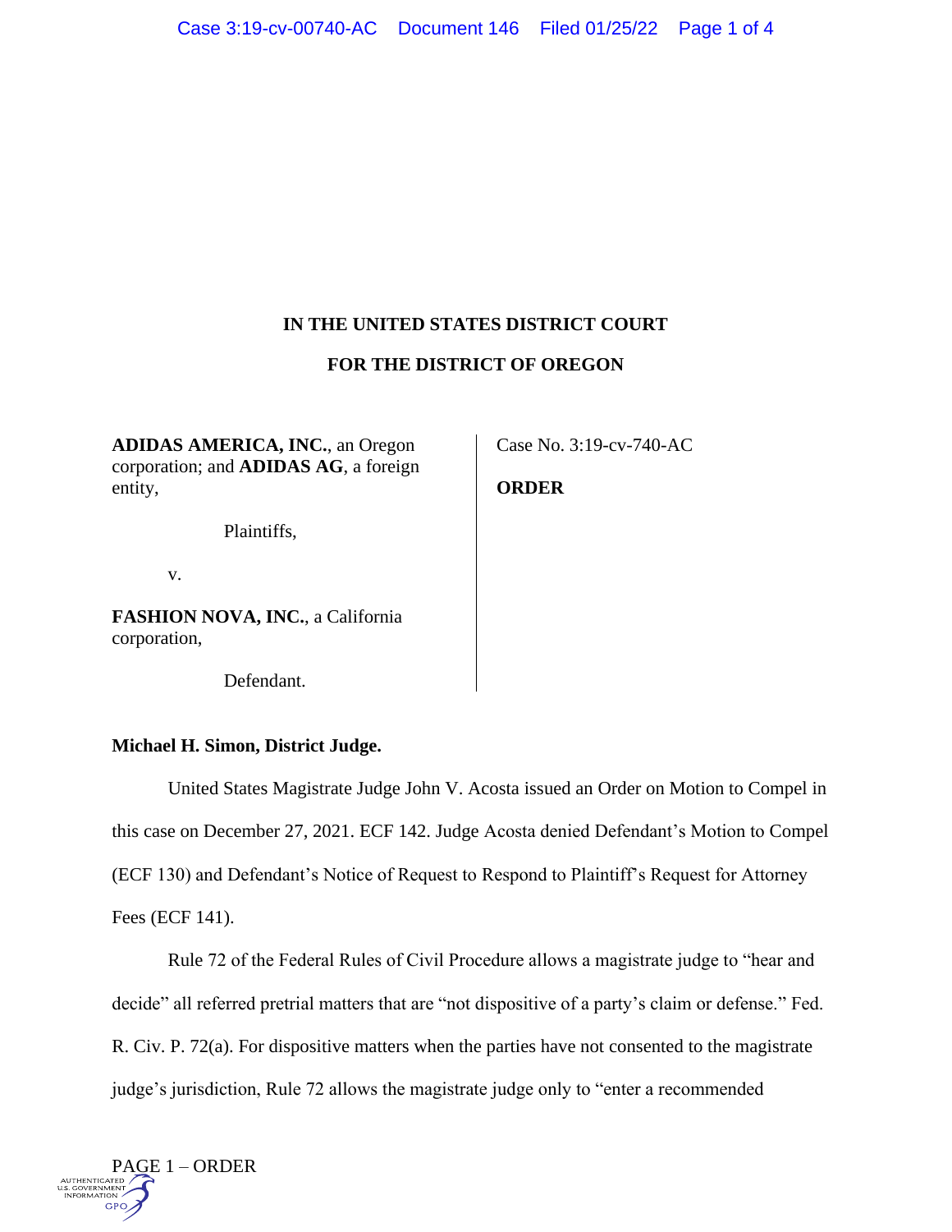**IN THE UNITED STATES DISTRICT COURT**

**FOR THE DISTRICT OF OREGON**

**ADIDAS AMERICA, INC.**, an Oregon corporation; and **ADIDAS AG**, a foreign entity,

Plaintiffs,

v.

**FASHION NOVA, INC.**, a California corporation,

Defendant.

Case No. 3:19-cv-740-AC

**ORDER**

**Michael H. Simon, District Judge.**

United States Magistrate Judge John V. Acosta issued an Order on Motion to Compel in this case on December 27, 2021. ECF 142. Judge Acosta denied Defendant's Motion to Compel (ECF 130) and Defendant's Notice of Request to Respond to Plaintiff's Request for Attorney Fees (ECF 141).

Rule 72 of the Federal Rules of Civil Procedure allows a magistrate judge to "hear and decide" all referred pretrial matters that are "not dispositive of a party's claim or defense." Fed. R. Civ. P. 72(a). For dispositive matters when the parties have not consented to the magistrate judge's jurisdiction, Rule 72 allows the magistrate judge only to "enter a recommended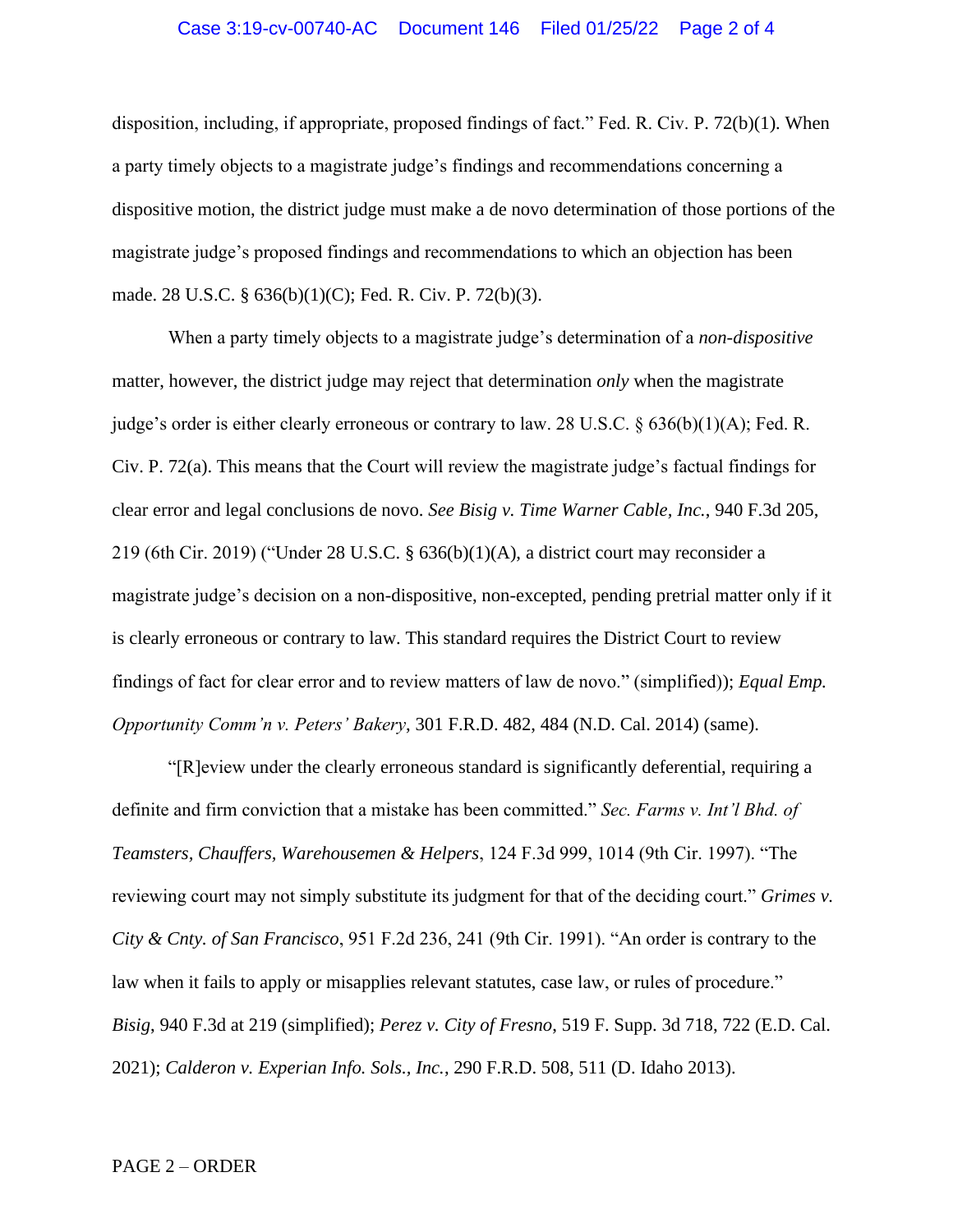disposition, including, if appropriate, proposed findings of fact." Fed. R. Civ. P. 72(b)(1). When a party timely objects to a magistrate judge's findings and recommendations concerning a dispositive motion, the district judge must make a de novo determination of those portions of the magistrate judge's proposed findings and recommendations to which an objection has been made. 28 U.S.C. § 636(b)(1)(C); Fed. R. Civ. P. 72(b)(3).

When a party timely objects to a magistrate judge's determination of a *non-dispositive* matter, however, the district judge may reject that determination *only* when the magistrate judge's order is either clearly erroneous or contrary to law. 28 U.S.C. § 636(b)(1)(A); Fed. R. Civ. P. 72(a). This means that the Court will review the magistrate judge's factual findings for clear error and legal conclusions de novo. *See Bisig v. Time Warner Cable, Inc.*, 940 F.3d 205, 219 (6th Cir. 2019) ("Under 28 U.S.C. § 636(b)(1)(A), a district court may reconsider a magistrate judge's decision on a non-dispositive, non-excepted, pending pretrial matter only if it is clearly erroneous or contrary to law. This standard requires the District Court to review findings of fact for clear error and to review matters of law de novo." (simplified)); *Equal Emp. Opportunity Comm'n v. Peters' Bakery*, 301 F.R.D. 482, 484 (N.D. Cal. 2014) (same).

"[R]eview under the clearly erroneous standard is significantly deferential, requiring a definite and firm conviction that a mistake has been committed." *Sec. Farms v. Int'l Bhd. of Teamsters, Chauffers, Warehousemen & Helpers*, 124 F.3d 999, 1014 (9th Cir. 1997). "The reviewing court may not simply substitute its judgment for that of the deciding court." *Grimes v. City & Cnty. of San Francisco*, 951 F.2d 236, 241 (9th Cir. 1991). "An order is contrary to the law when it fails to apply or misapplies relevant statutes, case law, or rules of procedure." *Bisig*, 940 F.3d at 219 (simplified); *Perez v. City of Fresno*, 519 F. Supp. 3d 718, 722 (E.D. Cal. 2021); *Calderon v. Experian Info. Sols., Inc.*, 290 F.R.D. 508, 511 (D. Idaho 2013).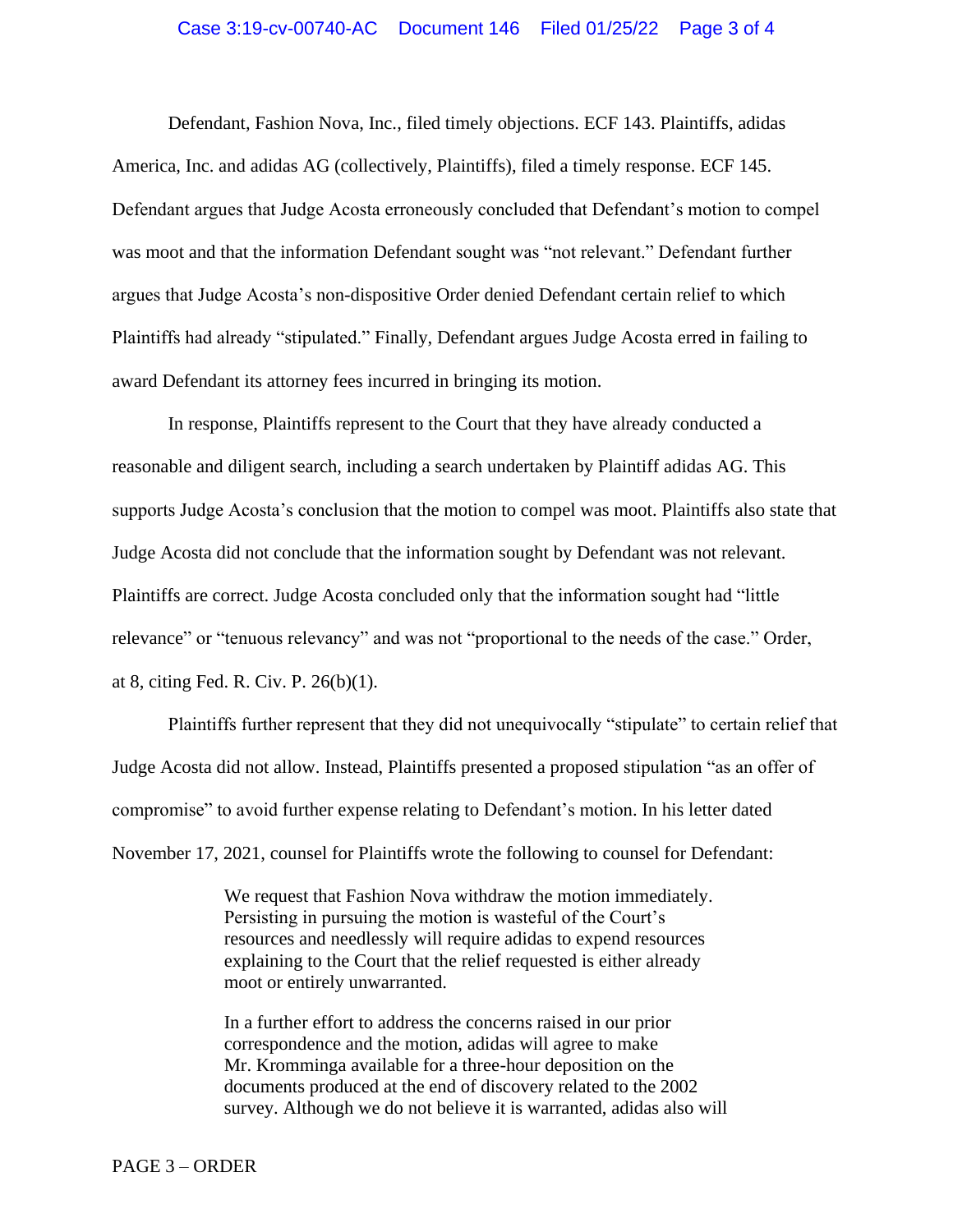Defendant, Fashion Nova, Inc., filed timely objections. ECF 143. Plaintiffs, adidas America, Inc. and adidas AG (collectively, Plaintiffs), filed a timely response. ECF 145. Defendant argues that Judge Acosta erroneously concluded that Defendant's motion to compel was moot and that the information Defendant sought was "not relevant." Defendant further argues that Judge Acosta's non-dispositive Order denied Defendant certain relief to which Plaintiffs had already "stipulated." Finally, Defendant argues Judge Acosta erred in failing to award Defendant its attorney fees incurred in bringing its motion.

In response, Plaintiffs represent to the Court that they have already conducted a reasonable and diligent search, including a search undertaken by Plaintiff adidas AG. This supports Judge Acosta's conclusion that the motion to compel was moot. Plaintiffs also state that Judge Acosta did not conclude that the information sought by Defendant was not relevant. Plaintiffs are correct. Judge Acosta concluded only that the information sought had "little relevance" or "tenuous relevancy" and was not "proportional to the needs of the case." Order, at 8, citing Fed. R. Civ. P. 26(b)(1).

Plaintiffs further represent that they did not unequivocally "stipulate" to certain relief that Judge Acosta did not allow. Instead, Plaintiffs presented a proposed stipulation "as an offer of compromise" to avoid further expense relating to Defendant's motion. In his letter dated November 17, 2021, counsel for Plaintiffs wrote the following to counsel for Defendant:

> We request that Fashion Nova withdraw the motion immediately. Persisting in pursuing the motion is wasteful of the Court's resources and needlessly will require adidas to expend resources explaining to the Court that the relief requested is either already moot or entirely unwarranted.
>
> In a further effort to address the concerns raised in our prior correspondence and the motion, adidas will agree to make Mr. Kromminga available for a three-hour deposition on the documents produced at the end of discovery related to the 2002 survey. Although we do not believe it is warranted, adidas also will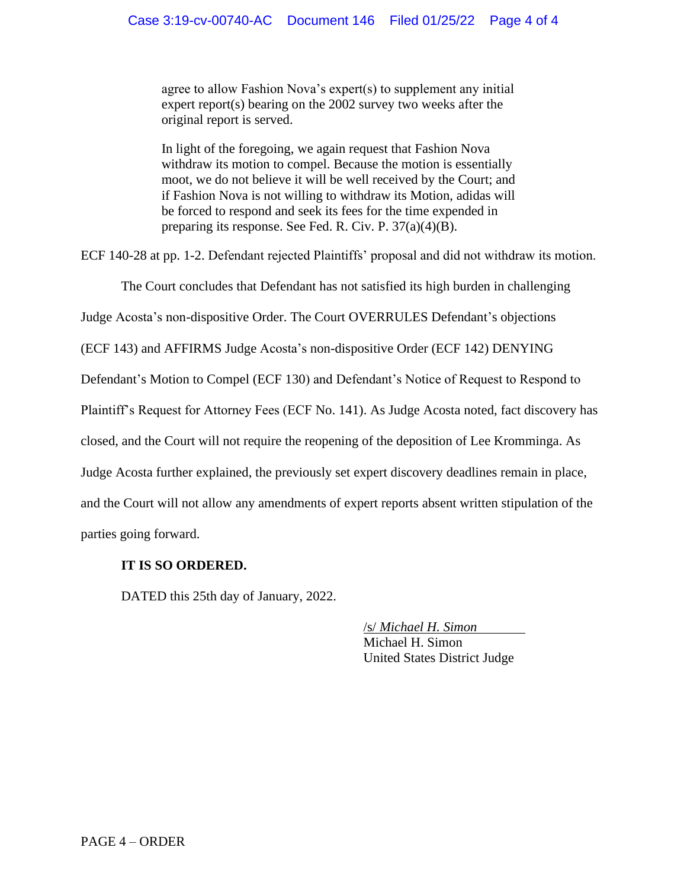> agree to allow Fashion Nova's expert(s) to supplement any initial expert report(s) bearing on the 2002 survey two weeks after the original report is served.
>
> In light of the foregoing, we again request that Fashion Nova withdraw its motion to compel. Because the motion is essentially moot, we do not believe it will be well received by the Court; and if Fashion Nova is not willing to withdraw its Motion, adidas will be forced to respond and seek its fees for the time expended in preparing its response. See Fed. R. Civ. P. 37(a)(4)(B).

ECF 140-28 at pp. 1-2. Defendant rejected Plaintiffs' proposal and did not withdraw its motion.

The Court concludes that Defendant has not satisfied its high burden in challenging Judge Acosta's non-dispositive Order. The Court OVERRULES Defendant's objections (ECF 143) and AFFIRMS Judge Acosta's non-dispositive Order (ECF 142) DENYING Defendant's Motion to Compel (ECF 130) and Defendant's Notice of Request to Respond to Plaintiff's Request for Attorney Fees (ECF No. 141). As Judge Acosta noted, fact discovery has closed, and the Court will not require the reopening of the deposition of Lee Kromminga. As Judge Acosta further explained, the previously set expert discovery deadlines remain in place, and the Court will not allow any amendments of expert reports absent written stipulation of the parties going forward.

**IT IS SO ORDERED.**

DATED this 25th day of January, 2022.

/s/ *Michael H. Simon*
Michael H. Simon
United States District Judge